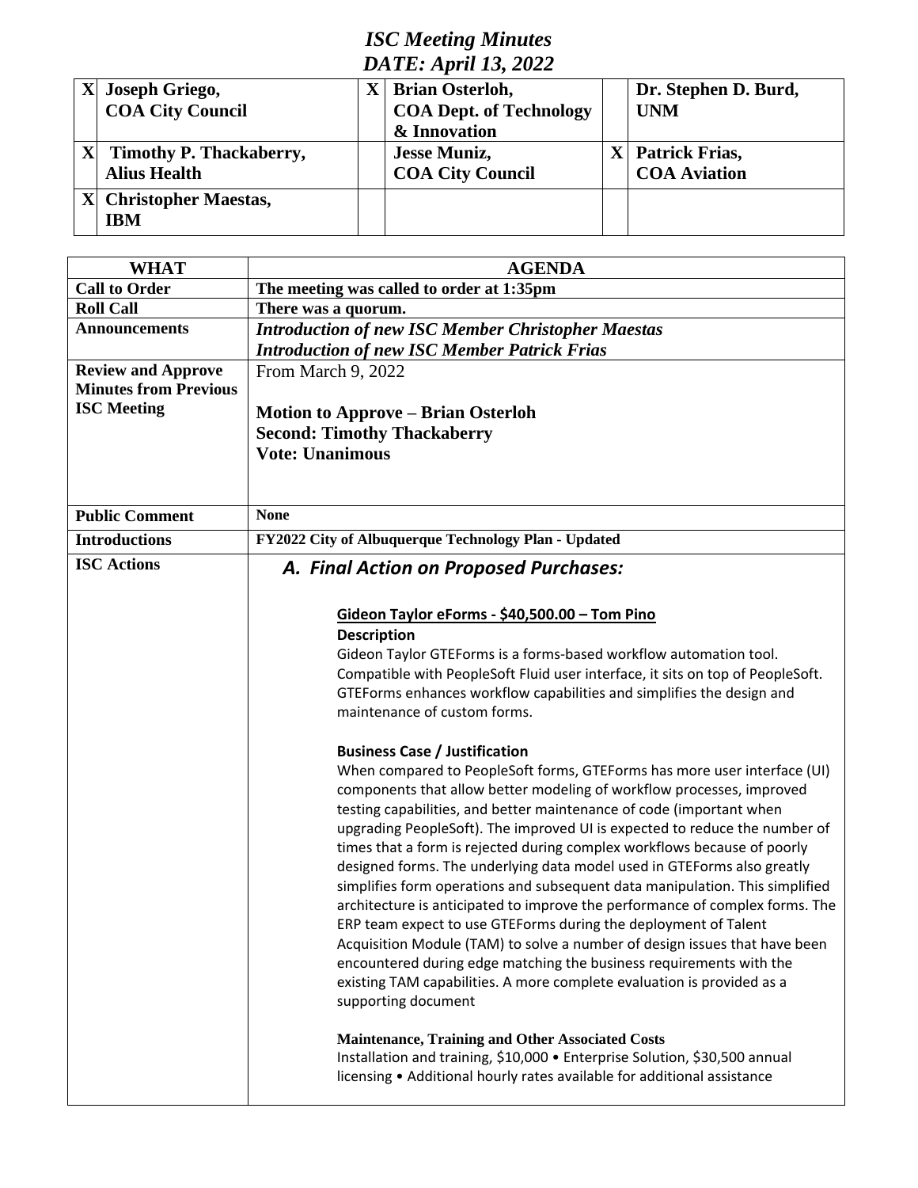# *ISC Meeting Minutes*
# *DATE: April 13, 2022*

| | | | | | |
|---|---|---|---|---|---|
| X | **Joseph Griego, COA City Council** | X | **Brian Osterloh, COA Dept. of Technology & Innovation** | | **Dr. Stephen D. Burd, UNM** |
| X | **Timothy P. Thackaberry, Alius Health** | | **Jesse Muniz, COA City Council** | X | **Patrick Frias, COA Aviation** |
| X | **Christopher Maestas, IBM** | | | | |

| WHAT | AGENDA |
|---|---|
| **Call to Order** | **The meeting was called to order at 1:35pm** |
| **Roll Call** | **There was a quorum.** |
| **Announcements** | ***Introduction of new ISC Member Christopher Maestas***<br>***Introduction of new ISC Member Patrick Frias*** |
| **Review and Approve Minutes from Previous ISC Meeting** | From March 9, 2022<br><br>**Motion to Approve – Brian Osterloh**<br>**Second: Timothy Thackaberry**<br>**Vote: Unanimous** |
| **Public Comment** | **None** |
| **Introductions** | **FY2022 City of Albuquerque Technology Plan - Updated** |
| **ISC Actions** | ***A. Final Action on Proposed Purchases:***<br><br>**Gideon Taylor eForms - $40,500.00 – Tom Pino**<br>**Description**<br>Gideon Taylor GTEForms is a forms-based workflow automation tool. Compatible with PeopleSoft Fluid user interface, it sits on top of PeopleSoft. GTEForms enhances workflow capabilities and simplifies the design and maintenance of custom forms.<br><br>**Business Case / Justification**<br>When compared to PeopleSoft forms, GTEForms has more user interface (UI) components that allow better modeling of workflow processes, improved testing capabilities, and better maintenance of code (important when upgrading PeopleSoft). The improved UI is expected to reduce the number of times that a form is rejected during complex workflows because of poorly designed forms. The underlying data model used in GTEForms also greatly simplifies form operations and subsequent data manipulation. This simplified architecture is anticipated to improve the performance of complex forms. The ERP team expect to use GTEForms during the deployment of Talent Acquisition Module (TAM) to solve a number of design issues that have been encountered during edge matching the business requirements with the existing TAM capabilities. A more complete evaluation is provided as a supporting document<br><br>**Maintenance, Training and Other Associated Costs**<br>Installation and training, $10,000 • Enterprise Solution, $30,500 annual licensing • Additional hourly rates available for additional assistance |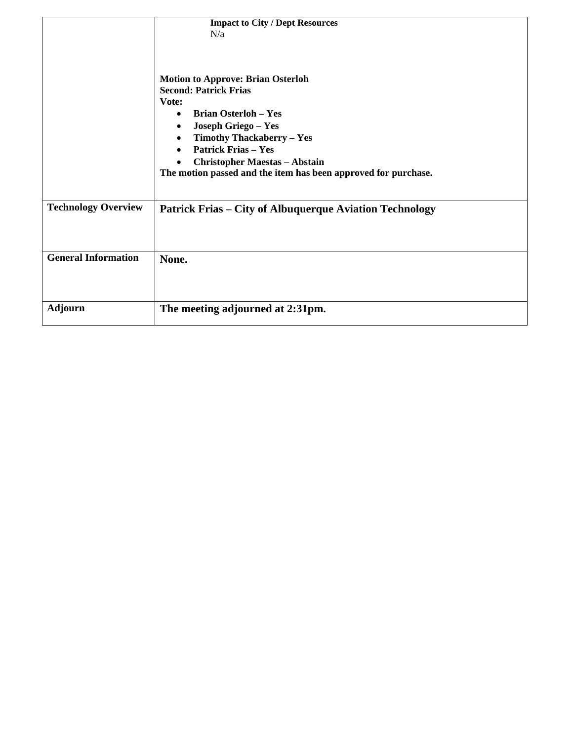| | |
|---|---|
| | **Impact to City / Dept Resources**<br>N/a<br><br>**Motion to Approve: Brian Osterloh**<br>**Second: Patrick Frias**<br>**Vote:**<br>• **Brian Osterloh – Yes**<br>• **Joseph Griego – Yes**<br>• **Timothy Thackaberry – Yes**<br>• **Patrick Frias – Yes**<br>• **Christopher Maestas – Abstain**<br>**The motion passed and the item has been approved for purchase.** |
| **Technology Overview** | **Patrick Frias – City of Albuquerque Aviation Technology** |
| **General Information** | **None.** |
| **Adjourn** | **The meeting adjourned at 2:31pm.** |